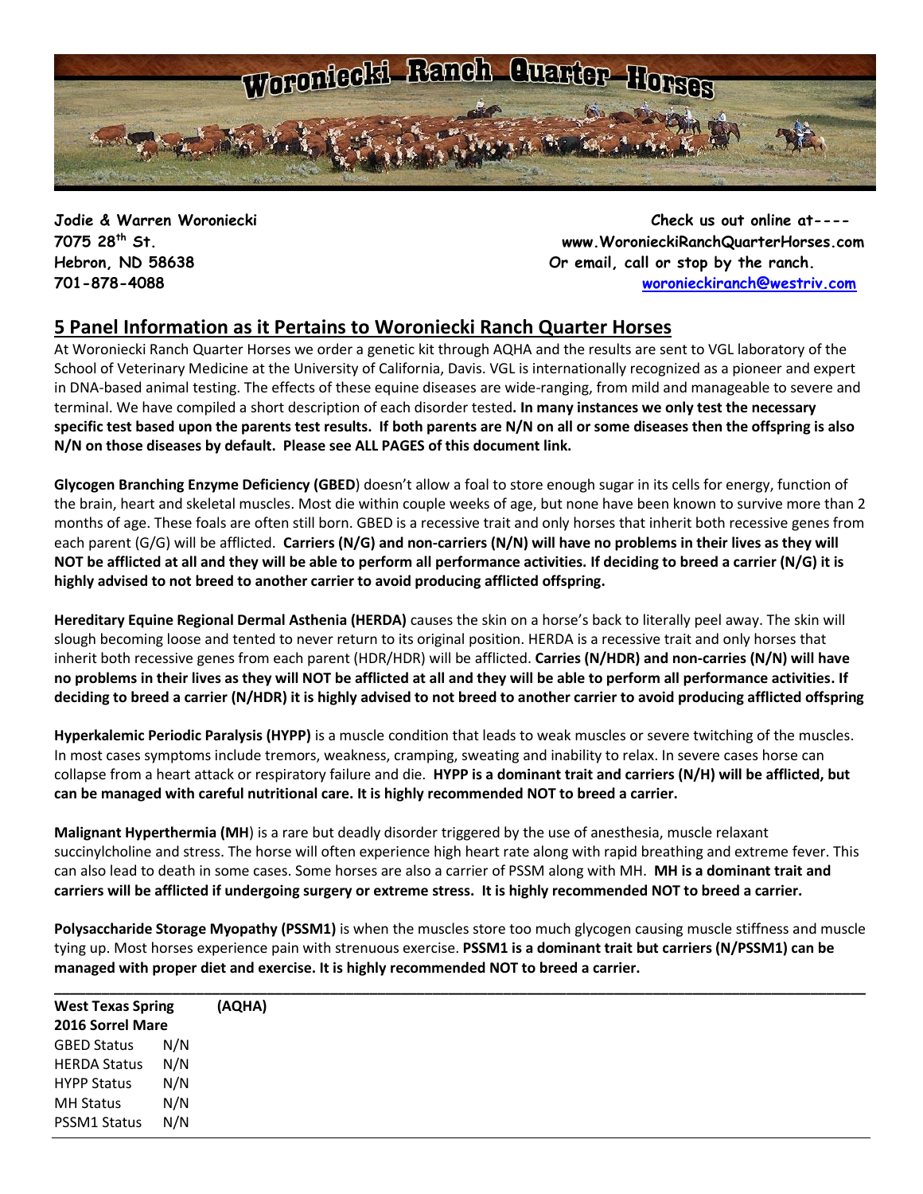**Jodie & Warren Woroniecki**
**7075 28th St.**
**Hebron, ND 58638**
**701-878-4088**

**Check us out online at----**
**www.WoronieckiRanchQuarterHorses.com**
**Or email, call or stop by the ranch.**
**woronieckiranch@westriv.com**

## 5 Panel Information as it Pertains to Woroniecki Ranch Quarter Horses

At Woroniecki Ranch Quarter Horses we order a genetic kit through AQHA and the results are sent to VGL laboratory of the School of Veterinary Medicine at the University of California, Davis. VGL is internationally recognized as a pioneer and expert in DNA-based animal testing. The effects of these equine diseases are wide-ranging, from mild and manageable to severe and terminal. We have compiled a short description of each disorder tested**. In many instances we only test the necessary specific test based upon the parents test results. If both parents are N/N on all or some diseases then the offspring is also N/N on those diseases by default. Please see ALL PAGES of this document link.**

**Glycogen Branching Enzyme Deficiency (GBED**) doesn't allow a foal to store enough sugar in its cells for energy, function of the brain, heart and skeletal muscles. Most die within couple weeks of age, but none have been known to survive more than 2 months of age. These foals are often still born. GBED is a recessive trait and only horses that inherit both recessive genes from each parent (G/G) will be afflicted. **Carriers (N/G) and non-carriers (N/N) will have no problems in their lives as they will NOT be afflicted at all and they will be able to perform all performance activities. If deciding to breed a carrier (N/G) it is highly advised to not breed to another carrier to avoid producing afflicted offspring.**

**Hereditary Equine Regional Dermal Asthenia (HERDA)** causes the skin on a horse's back to literally peel away. The skin will slough becoming loose and tented to never return to its original position. HERDA is a recessive trait and only horses that inherit both recessive genes from each parent (HDR/HDR) will be afflicted. **Carries (N/HDR) and non-carries (N/N) will have no problems in their lives as they will NOT be afflicted at all and they will be able to perform all performance activities. If deciding to breed a carrier (N/HDR) it is highly advised to not breed to another carrier to avoid producing afflicted offspring**

**Hyperkalemic Periodic Paralysis (HYPP)** is a muscle condition that leads to weak muscles or severe twitching of the muscles. In most cases symptoms include tremors, weakness, cramping, sweating and inability to relax. In severe cases horse can collapse from a heart attack or respiratory failure and die. **HYPP is a dominant trait and carriers (N/H) will be afflicted, but can be managed with careful nutritional care. It is highly recommended NOT to breed a carrier.**

**Malignant Hyperthermia (MH**) is a rare but deadly disorder triggered by the use of anesthesia, muscle relaxant succinylcholine and stress. The horse will often experience high heart rate along with rapid breathing and extreme fever. This can also lead to death in some cases. Some horses are also a carrier of PSSM along with MH. **MH is a dominant trait and carriers will be afflicted if undergoing surgery or extreme stress. It is highly recommended NOT to breed a carrier.**

**Polysaccharide Storage Myopathy (PSSM1)** is when the muscles store too much glycogen causing muscle stiffness and muscle tying up. Most horses experience pain with strenuous exercise. **PSSM1 is a dominant trait but carriers (N/PSSM1) can be managed with proper diet and exercise. It is highly recommended NOT to breed a carrier.**

---

**West Texas Spring (AQHA)**
**2016 Sorrel Mare**

| | |
|---|---|
| GBED Status | N/N |
| HERDA Status | N/N |
| HYPP Status | N/N |
| MH Status | N/N |
| PSSM1 Status | N/N |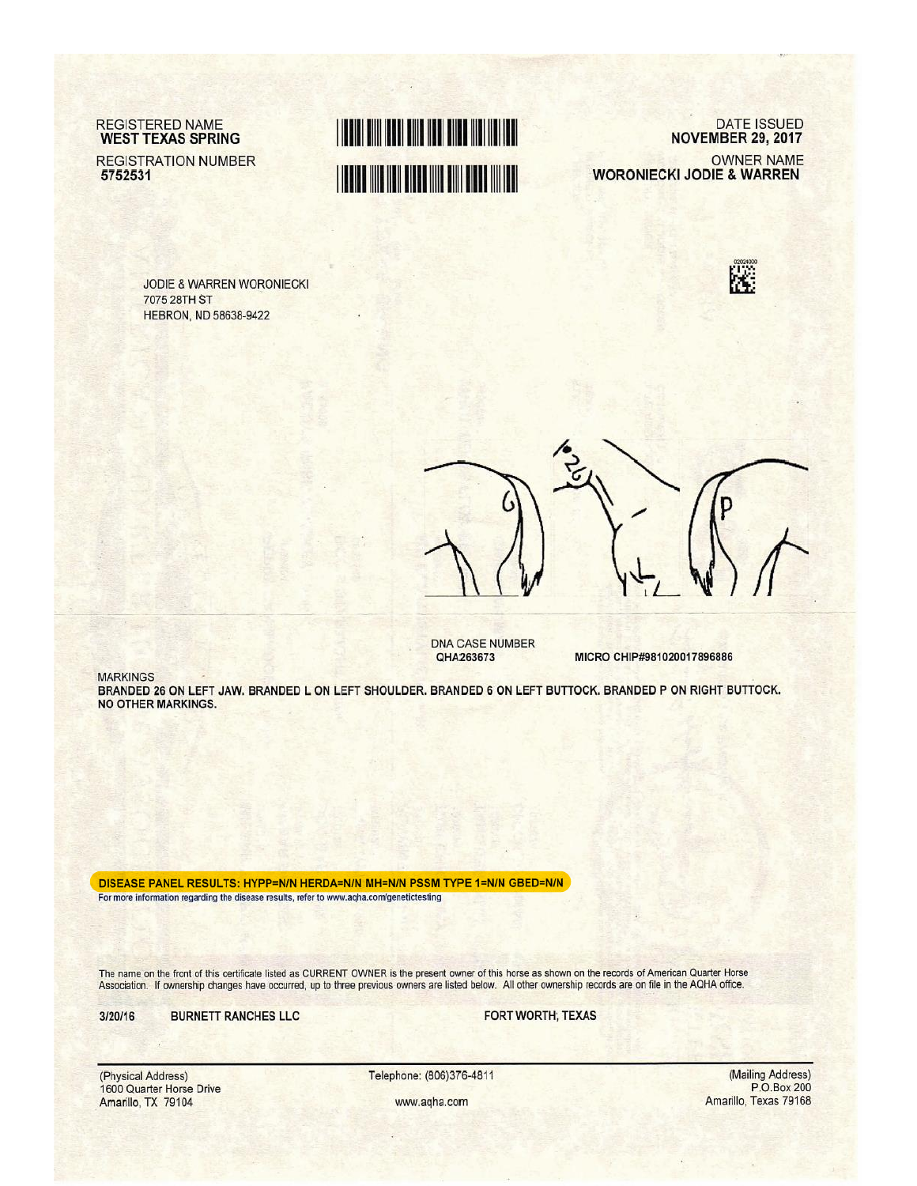REGISTERED NAME
**WEST TEXAS SPRING**

REGISTRATION NUMBER
**5752531**

DATE ISSUED
**NOVEMBER 29, 2017**

OWNER NAME
**WORONIECKI JODIE & WARREN**

JODIE & WARREN WORONIECKI
7075 28TH ST
HEBRON, ND 58638-9422

DNA CASE NUMBER
**QHA263673**

**MICRO CHIP#981020017896886**

MARKINGS
**BRANDED 26 ON LEFT JAW. BRANDED L ON LEFT SHOULDER. BRANDED 6 ON LEFT BUTTOCK. BRANDED P ON RIGHT BUTTOCK. NO OTHER MARKINGS.**

**DISEASE PANEL RESULTS: HYPP=N/N HERDA=N/N MH=N/N PSSM TYPE 1=N/N GBED=N/N**
For more information regarding the disease results, refer to www.aqha.com/genetictesting

The name on the front of this certificate listed as CURRENT OWNER is the present owner of this horse as shown on the records of American Quarter Horse Association. If ownership changes have occurred, up to three previous owners are listed below. All other ownership records are on file in the AQHA office.

**3/20/16** **BURNETT RANCHES LLC** **FORT WORTH, TEXAS**

(Physical Address)
1600 Quarter Horse Drive
Amarillo, TX 79104

Telephone: (806)376-4811
www.aqha.com

(Mailing Address)
P.O.Box 200
Amarillo, Texas 79168